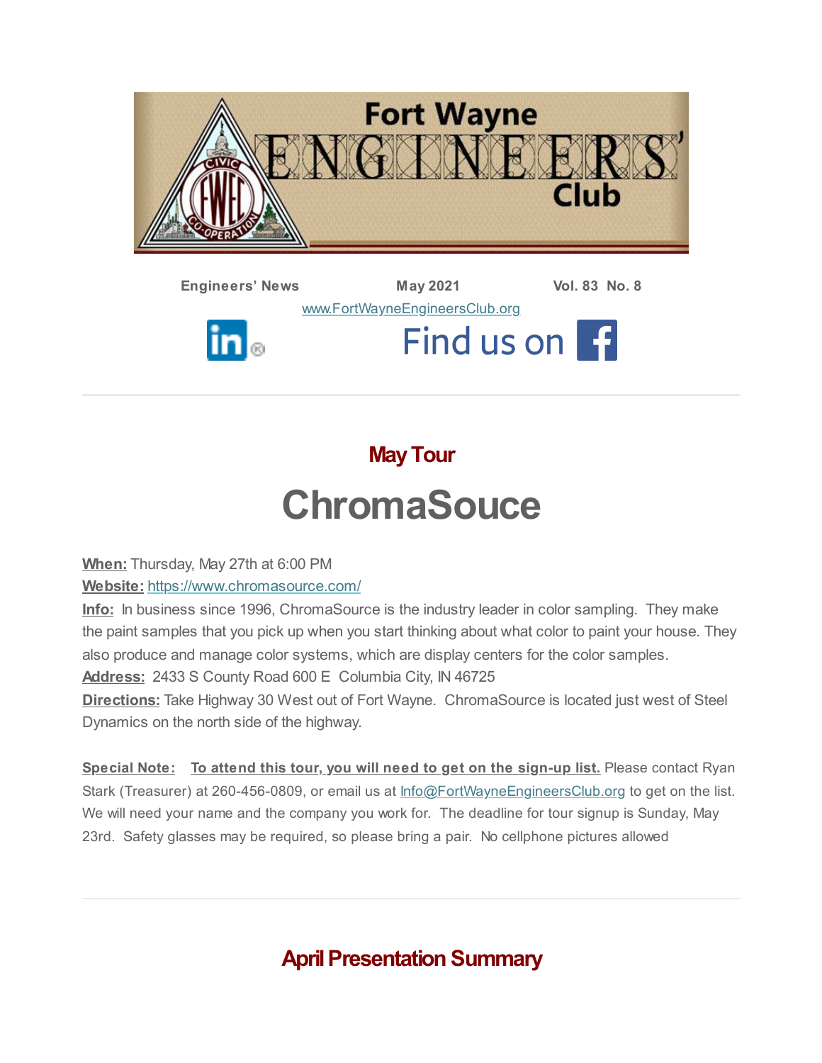# Fort Wayne ENGINEERS' Club

**Engineers' News** **May 2021** **Vol. 83 No. 8**

www.FortWayneEngineersClub.org

Find us on

---

## May Tour

# ChromaSouce

**When:** Thursday, May 27th at 6:00 PM

**Website:** https://www.chromasource.com/

**Info:** In business since 1996, ChromaSource is the industry leader in color sampling. They make the paint samples that you pick up when you start thinking about what color to paint your house. They also produce and manage color systems, which are display centers for the color samples.

**Address:** 2433 S County Road 600 E Columbia City, IN 46725

**Directions:** Take Highway 30 West out of Fort Wayne. ChromaSource is located just west of Steel Dynamics on the north side of the highway.

**Special Note:** **To attend this tour, you will need to get on the sign-up list.** Please contact Ryan Stark (Treasurer) at 260-456-0809, or email us at Info@FortWayneEngineersClub.org to get on the list. We will need your name and the company you work for. The deadline for tour signup is Sunday, May 23rd. Safety glasses may be required, so please bring a pair. No cellphone pictures allowed

---

## April Presentation Summary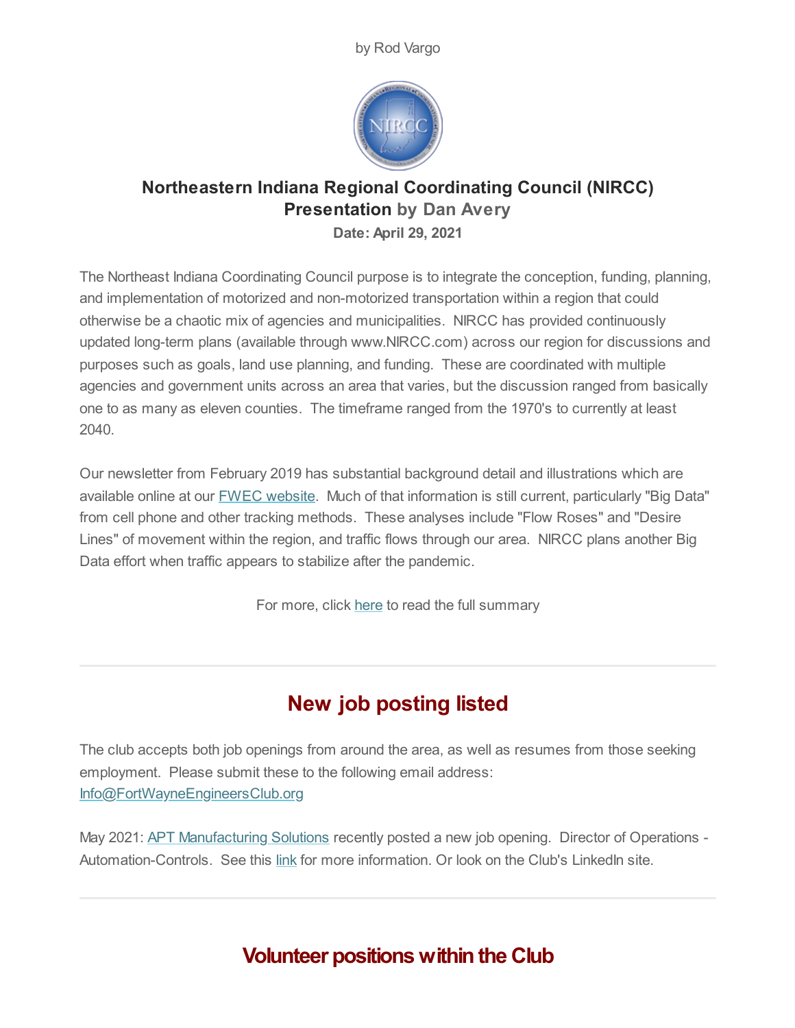by Rod Vargo

### Northeastern Indiana Regional Coordinating Council (NIRCC) Presentation by Dan Avery

**Date: April 29, 2021**

The Northeast Indiana Coordinating Council purpose is to integrate the conception, funding, planning, and implementation of motorized and non-motorized transportation within a region that could otherwise be a chaotic mix of agencies and municipalities. NIRCC has provided continuously updated long-term plans (available through www.NIRCC.com) across our region for discussions and purposes such as goals, land use planning, and funding. These are coordinated with multiple agencies and government units across an area that varies, but the discussion ranged from basically one to as many as eleven counties. The timeframe ranged from the 1970's to currently at least 2040.

Our newsletter from February 2019 has substantial background detail and illustrations which are available online at our FWEC website. Much of that information is still current, particularly "Big Data" from cell phone and other tracking methods. These analyses include "Flow Roses" and "Desire Lines" of movement within the region, and traffic flows through our area. NIRCC plans another Big Data effort when traffic appears to stabilize after the pandemic.

For more, click here to read the full summary

---

## New job posting listed

The club accepts both job openings from around the area, as well as resumes from those seeking employment. Please submit these to the following email address: Info@FortWayneEngineersClub.org

May 2021: APT Manufacturing Solutions recently posted a new job opening. Director of Operations - Automation-Controls. See this link for more information. Or look on the Club's LinkedIn site.

---

## Volunteer positions within the Club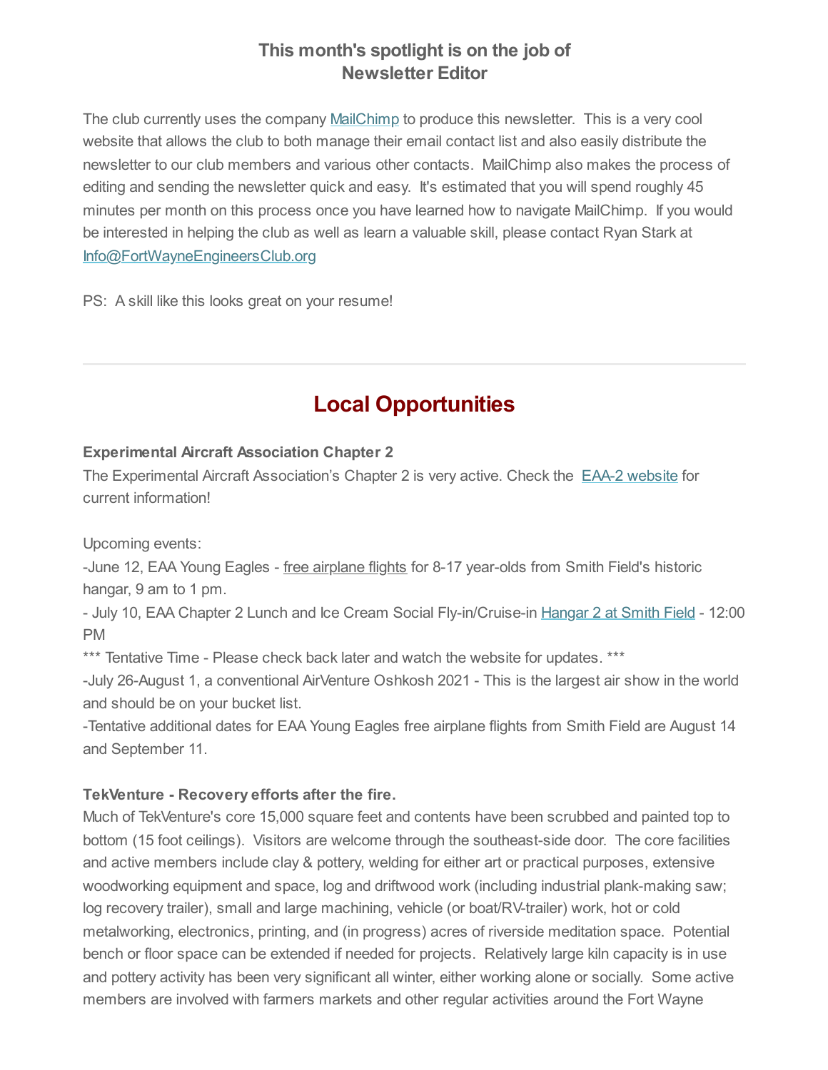### This month's spotlight is on the job of Newsletter Editor

The club currently uses the company MailChimp to produce this newsletter. This is a very cool website that allows the club to both manage their email contact list and also easily distribute the newsletter to our club members and various other contacts. MailChimp also makes the process of editing and sending the newsletter quick and easy. It's estimated that you will spend roughly 45 minutes per month on this process once you have learned how to navigate MailChimp. If you would be interested in helping the club as well as learn a valuable skill, please contact Ryan Stark at Info@FortWayneEngineersClub.org

PS: A skill like this looks great on your resume!

---

## Local Opportunities

**Experimental Aircraft Association Chapter 2**

The Experimental Aircraft Association's Chapter 2 is very active. Check the EAA-2 website for current information!

Upcoming events:

-June 12, EAA Young Eagles - free airplane flights for 8-17 year-olds from Smith Field's historic hangar, 9 am to 1 pm.

- July 10, EAA Chapter 2 Lunch and Ice Cream Social Fly-in/Cruise-in Hangar 2 at Smith Field - 12:00 PM

*** Tentative Time - Please check back later and watch the website for updates. ***

-July 26-August 1, a conventional AirVenture Oshkosh 2021 - This is the largest air show in the world and should be on your bucket list.

-Tentative additional dates for EAA Young Eagles free airplane flights from Smith Field are August 14 and September 11.

**TekVenture - Recovery efforts after the fire.**

Much of TekVenture's core 15,000 square feet and contents have been scrubbed and painted top to bottom (15 foot ceilings). Visitors are welcome through the southeast-side door. The core facilities and active members include clay & pottery, welding for either art or practical purposes, extensive woodworking equipment and space, log and driftwood work (including industrial plank-making saw; log recovery trailer), small and large machining, vehicle (or boat/RV-trailer) work, hot or cold metalworking, electronics, printing, and (in progress) acres of riverside meditation space. Potential bench or floor space can be extended if needed for projects. Relatively large kiln capacity is in use and pottery activity has been very significant all winter, either working alone or socially. Some active members are involved with farmers markets and other regular activities around the Fort Wayne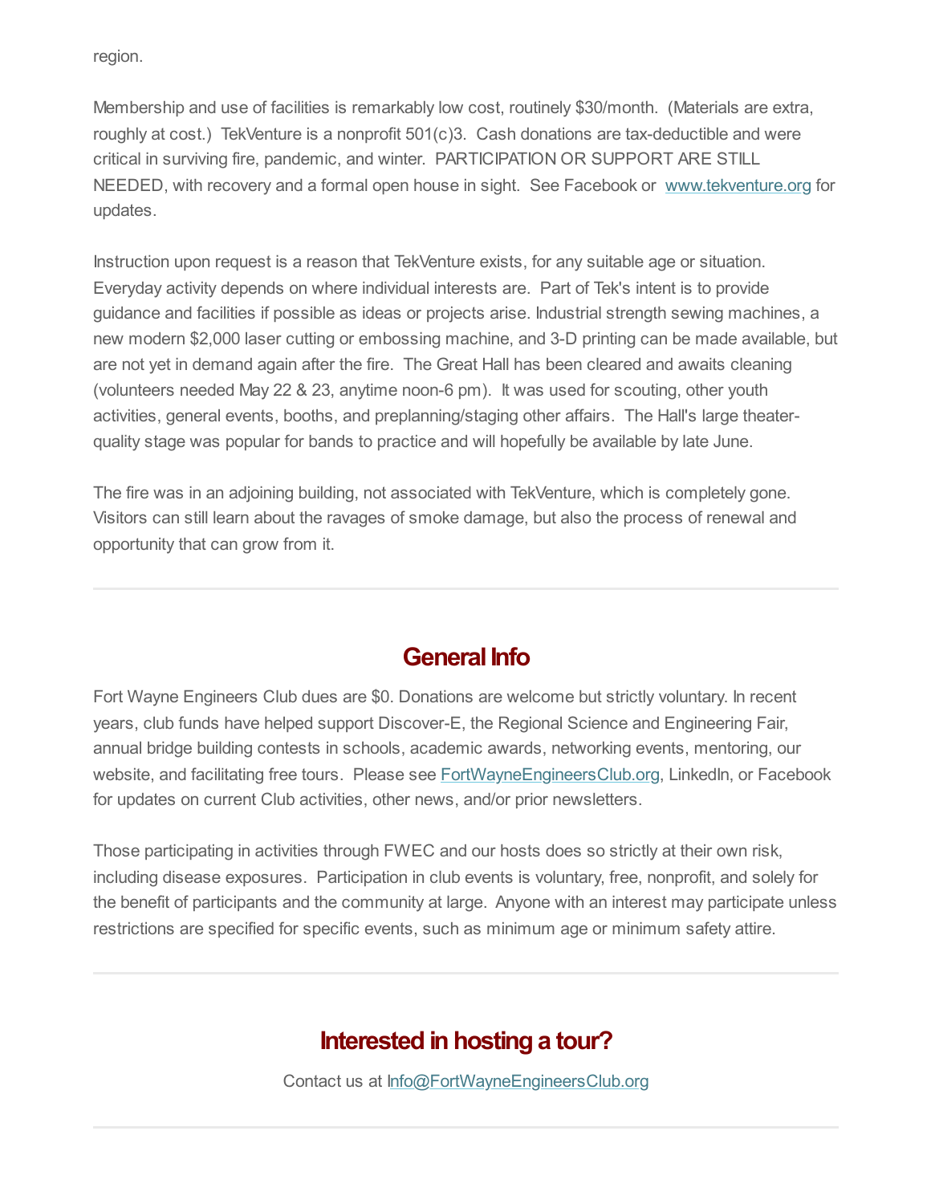region.

Membership and use of facilities is remarkably low cost, routinely $30/month. (Materials are extra, roughly at cost.) TekVenture is a nonprofit 501(c)3. Cash donations are tax-deductible and were critical in surviving fire, pandemic, and winter. PARTICIPATION OR SUPPORT ARE STILL NEEDED, with recovery and a formal open house in sight. See Facebook or [www.tekventure.org](www.tekventure.org) for updates.

Instruction upon request is a reason that TekVenture exists, for any suitable age or situation. Everyday activity depends on where individual interests are. Part of Tek's intent is to provide guidance and facilities if possible as ideas or projects arise. Industrial strength sewing machines, a new modern $2,000 laser cutting or embossing machine, and 3-D printing can be made available, but are not yet in demand again after the fire. The Great Hall has been cleared and awaits cleaning (volunteers needed May 22 & 23, anytime noon-6 pm). It was used for scouting, other youth activities, general events, booths, and preplanning/staging other affairs. The Hall's large theater-quality stage was popular for bands to practice and will hopefully be available by late June.

The fire was in an adjoining building, not associated with TekVenture, which is completely gone. Visitors can still learn about the ravages of smoke damage, but also the process of renewal and opportunity that can grow from it.

---

## General Info

Fort Wayne Engineers Club dues are $0. Donations are welcome but strictly voluntary. In recent years, club funds have helped support Discover-E, the Regional Science and Engineering Fair, annual bridge building contests in schools, academic awards, networking events, mentoring, our website, and facilitating free tours. Please see [FortWayneEngineersClub.org](FortWayneEngineersClub.org), LinkedIn, or Facebook for updates on current Club activities, other news, and/or prior newsletters.

Those participating in activities through FWEC and our hosts does so strictly at their own risk, including disease exposures. Participation in club events is voluntary, free, nonprofit, and solely for the benefit of participants and the community at large. Anyone with an interest may participate unless restrictions are specified for specific events, such as minimum age or minimum safety attire.

---

## Interested in hosting a tour?

Contact us at Info@FortWayneEngineersClub.org

---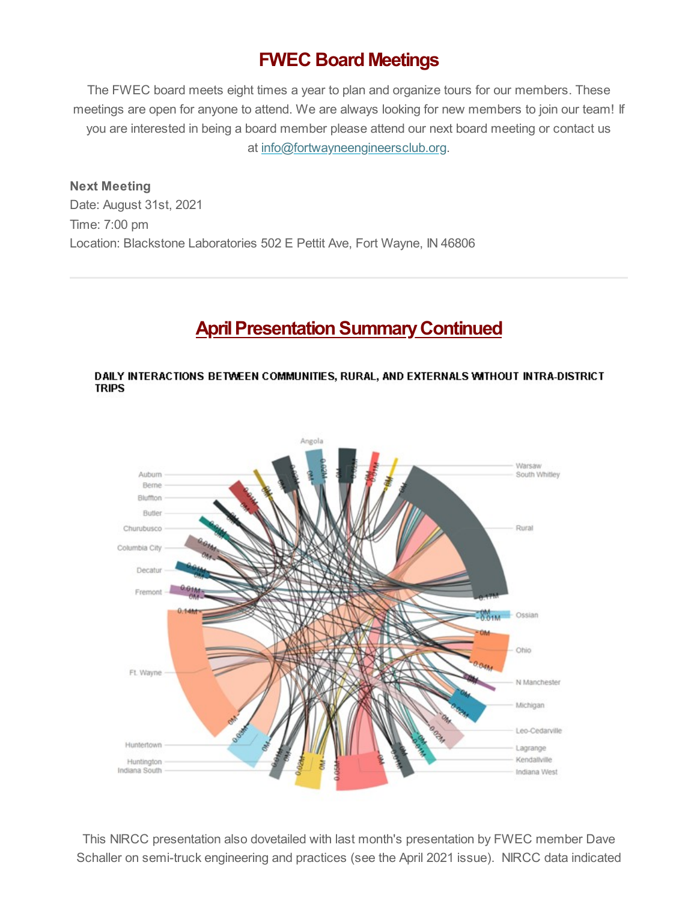## FWEC Board Meetings

The FWEC board meets eight times a year to plan and organize tours for our members. These meetings are open for anyone to attend. We are always looking for new members to join our team! If you are interested in being a board member please attend our next board meeting or contact us at info@fortwayneengineersclub.org.

**Next Meeting**
Date: August 31st, 2021
Time: 7:00 pm
Location: Blackstone Laboratories 502 E Pettit Ave, Fort Wayne, IN 46806

---

## April Presentation Summary Continued

**DAILY INTERACTIONS BETWEEN COMMUNITIES, RURAL, AND EXTERNALS WITHOUT INTRA-DISTRICT TRIPS**

This NIRCC presentation also dovetailed with last month's presentation by FWEC member Dave Schaller on semi-truck engineering and practices (see the April 2021 issue). NIRCC data indicated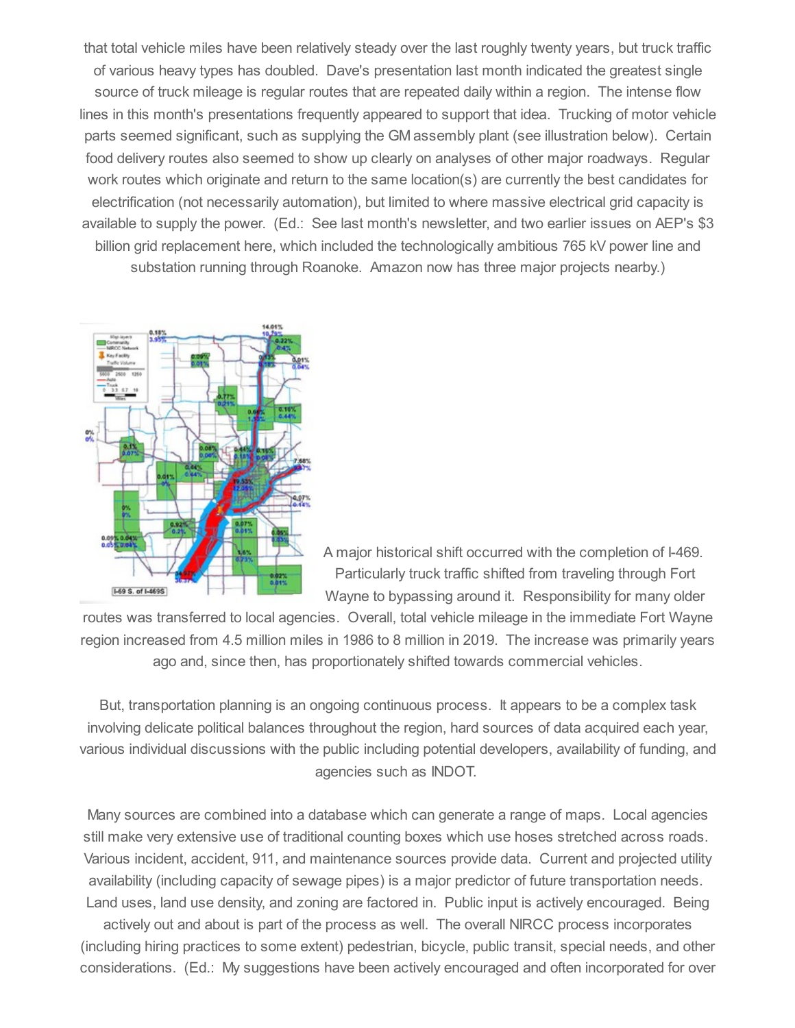that total vehicle miles have been relatively steady over the last roughly twenty years, but truck traffic of various heavy types has doubled. Dave's presentation last month indicated the greatest single source of truck mileage is regular routes that are repeated daily within a region. The intense flow lines in this month's presentations frequently appeared to support that idea. Trucking of motor vehicle parts seemed significant, such as supplying the GM assembly plant (see illustration below). Certain food delivery routes also seemed to show up clearly on analyses of other major roadways. Regular work routes which originate and return to the same location(s) are currently the best candidates for electrification (not necessarily automation), but limited to where massive electrical grid capacity is available to supply the power. (Ed.: See last month's newsletter, and two earlier issues on AEP's $3 billion grid replacement here, which included the technologically ambitious 765 kV power line and substation running through Roanoke. Amazon now has three major projects nearby.)

A major historical shift occurred with the completion of I-469. Particularly truck traffic shifted from traveling through Fort Wayne to bypassing around it. Responsibility for many older routes was transferred to local agencies. Overall, total vehicle mileage in the immediate Fort Wayne region increased from 4.5 million miles in 1986 to 8 million in 2019. The increase was primarily years ago and, since then, has proportionately shifted towards commercial vehicles.

But, transportation planning is an ongoing continuous process. It appears to be a complex task involving delicate political balances throughout the region, hard sources of data acquired each year, various individual discussions with the public including potential developers, availability of funding, and agencies such as INDOT.

Many sources are combined into a database which can generate a range of maps. Local agencies still make very extensive use of traditional counting boxes which use hoses stretched across roads. Various incident, accident, 911, and maintenance sources provide data. Current and projected utility availability (including capacity of sewage pipes) is a major predictor of future transportation needs. Land uses, land use density, and zoning are factored in. Public input is actively encouraged. Being actively out and about is part of the process as well. The overall NIRCC process incorporates (including hiring practices to some extent) pedestrian, bicycle, public transit, special needs, and other considerations. (Ed.: My suggestions have been actively encouraged and often incorporated for over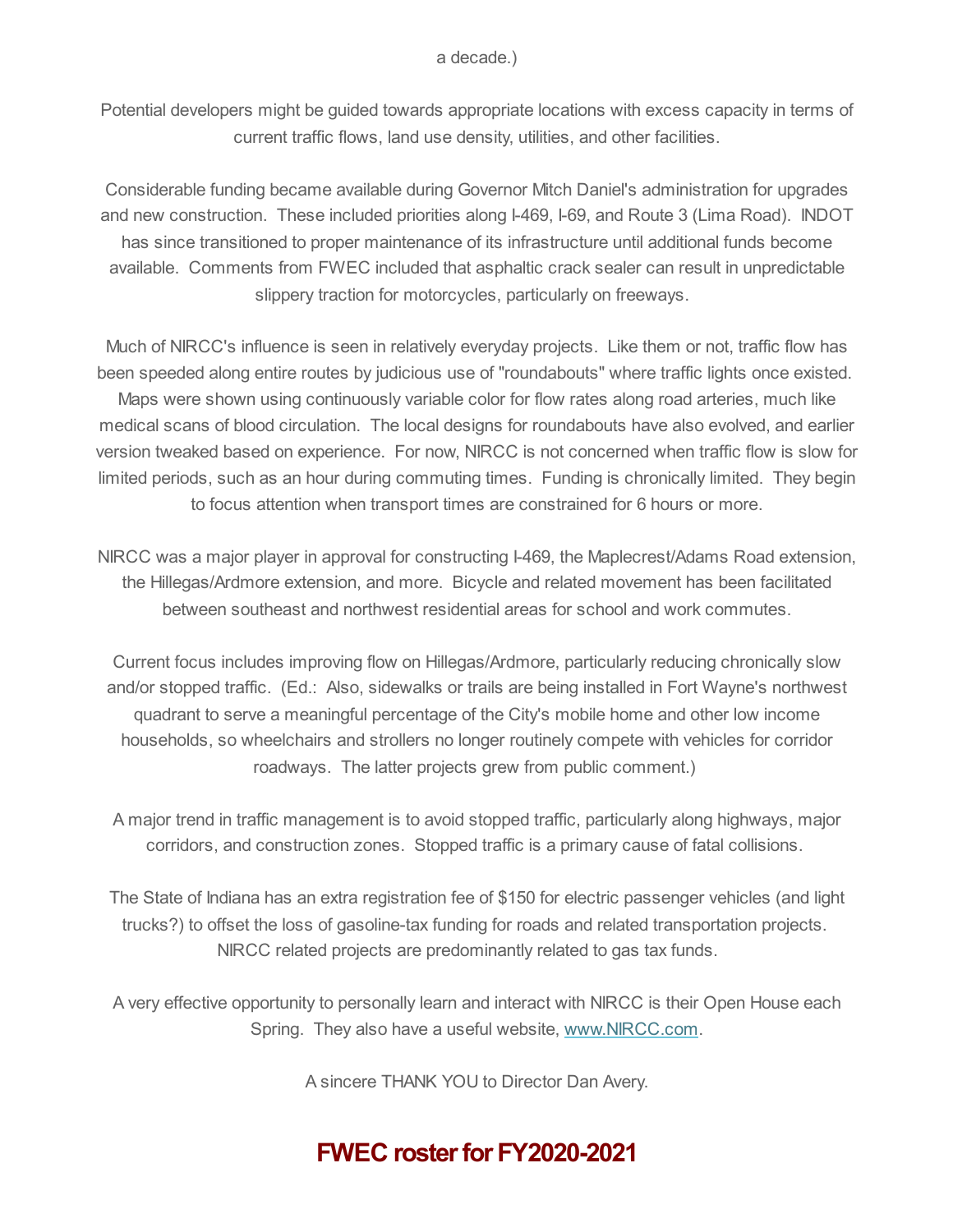a decade.)

Potential developers might be guided towards appropriate locations with excess capacity in terms of current traffic flows, land use density, utilities, and other facilities.

Considerable funding became available during Governor Mitch Daniel's administration for upgrades and new construction. These included priorities along I-469, I-69, and Route 3 (Lima Road). INDOT has since transitioned to proper maintenance of its infrastructure until additional funds become available. Comments from FWEC included that asphaltic crack sealer can result in unpredictable slippery traction for motorcycles, particularly on freeways.

Much of NIRCC's influence is seen in relatively everyday projects. Like them or not, traffic flow has been speeded along entire routes by judicious use of "roundabouts" where traffic lights once existed. Maps were shown using continuously variable color for flow rates along road arteries, much like medical scans of blood circulation. The local designs for roundabouts have also evolved, and earlier version tweaked based on experience. For now, NIRCC is not concerned when traffic flow is slow for limited periods, such as an hour during commuting times. Funding is chronically limited. They begin to focus attention when transport times are constrained for 6 hours or more.

NIRCC was a major player in approval for constructing I-469, the Maplecrest/Adams Road extension, the Hillegas/Ardmore extension, and more. Bicycle and related movement has been facilitated between southeast and northwest residential areas for school and work commutes.

Current focus includes improving flow on Hillegas/Ardmore, particularly reducing chronically slow and/or stopped traffic. (Ed.: Also, sidewalks or trails are being installed in Fort Wayne's northwest quadrant to serve a meaningful percentage of the City's mobile home and other low income households, so wheelchairs and strollers no longer routinely compete with vehicles for corridor roadways. The latter projects grew from public comment.)

A major trend in traffic management is to avoid stopped traffic, particularly along highways, major corridors, and construction zones. Stopped traffic is a primary cause of fatal collisions.

The State of Indiana has an extra registration fee of $150 for electric passenger vehicles (and light trucks?) to offset the loss of gasoline-tax funding for roads and related transportation projects. NIRCC related projects are predominantly related to gas tax funds.

A very effective opportunity to personally learn and interact with NIRCC is their Open House each Spring. They also have a useful website, [www.NIRCC.com](http://www.NIRCC.com).

A sincere THANK YOU to Director Dan Avery.

## FWEC roster for FY2020-2021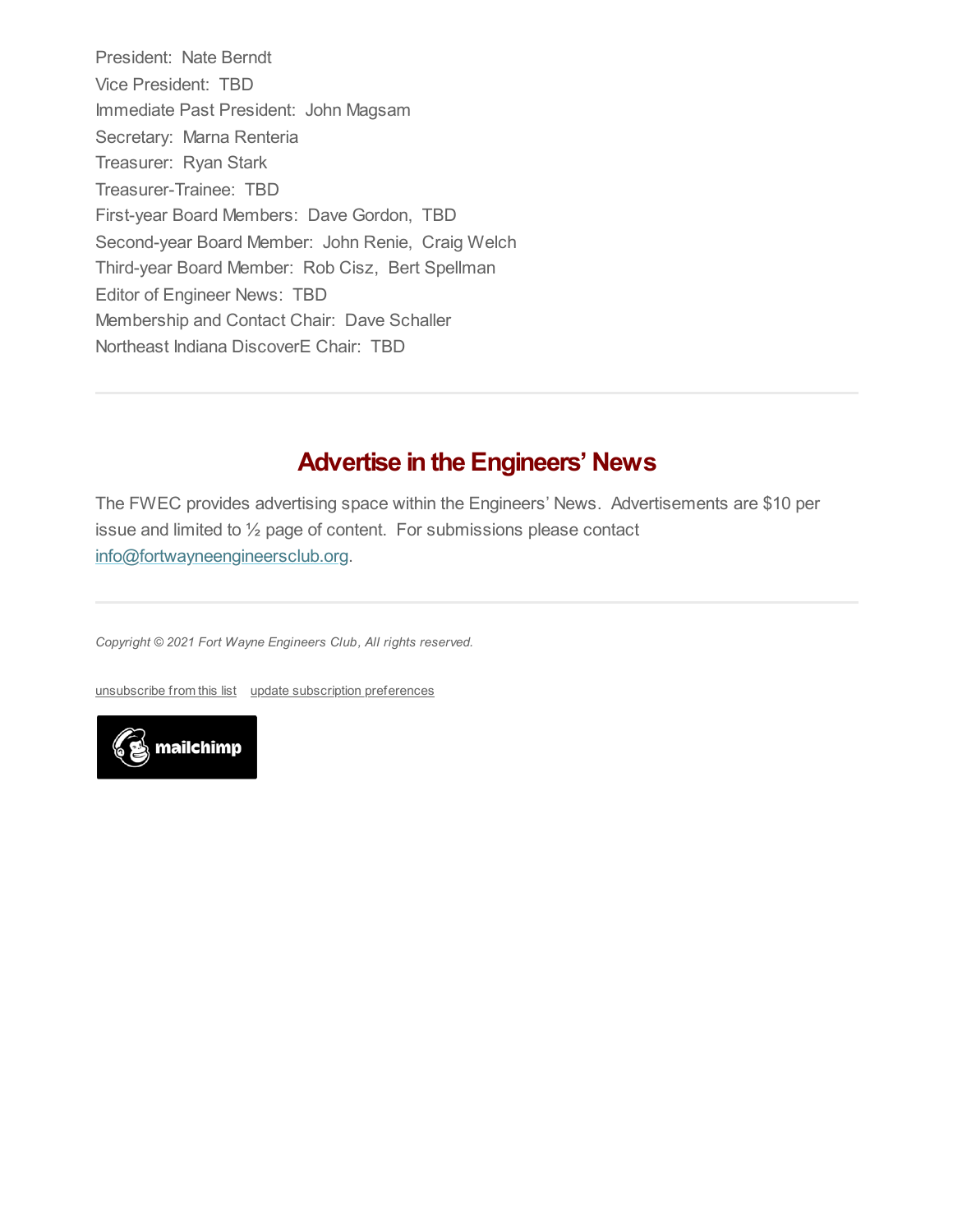President: Nate Berndt
Vice President: TBD
Immediate Past President: John Magsam
Secretary: Marna Renteria
Treasurer: Ryan Stark
Treasurer-Trainee: TBD
First-year Board Members: Dave Gordon, TBD
Second-year Board Member: John Renie, Craig Welch
Third-year Board Member: Rob Cisz, Bert Spellman
Editor of Engineer News: TBD
Membership and Contact Chair: Dave Schaller
Northeast Indiana DiscoverE Chair: TBD

---

## Advertise in the Engineers' News

The FWEC provides advertising space within the Engineers' News. Advertisements are $10 per issue and limited to ½ page of content. For submissions please contact info@fortwayneengineersclub.org.

---

*Copyright © 2021 Fort Wayne Engineers Club, All rights reserved.*

unsubscribe from this list update subscription preferences

mailchimp